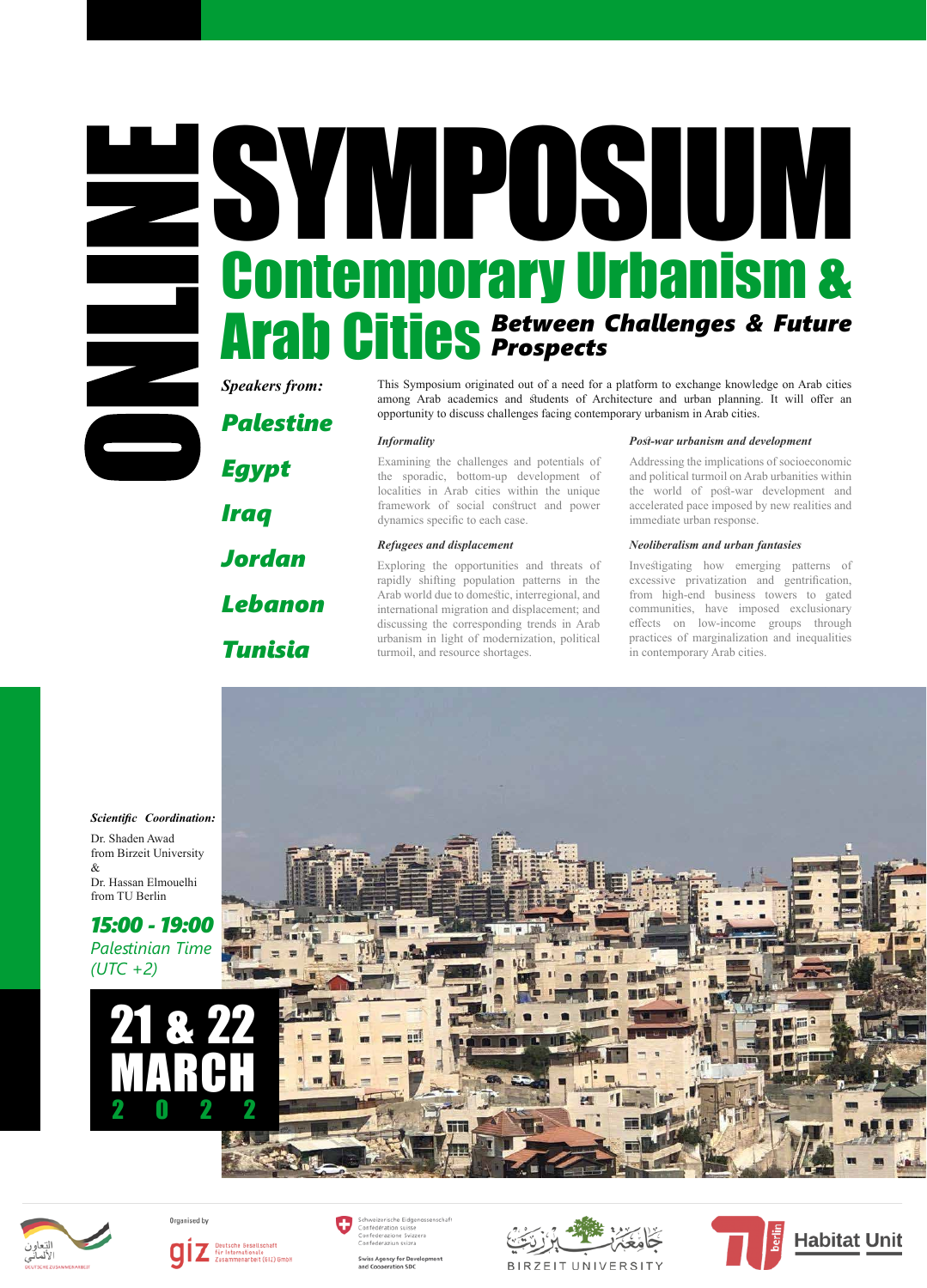# ONLINE SYMPOSIUM

## Contemporary Urbanism & Arab Cities

### *Between Challenges & Future Prospects*

*Speakers from:*

***Palestine***

***Egypt***

***Iraq***

***Jordan***

***Lebanon***

***Tunisia***

This Symposium originated out of a need for a platform to exchange knowledge on Arab cities among Arab academics and students of Architecture and urban planning. It will offer an opportunity to discuss challenges facing contemporary urbanism in Arab cities.

*Informality*

Examining the challenges and potentials of the sporadic, bottom-up development of localities in Arab cities within the unique framework of social construct and power dynamics specific to each case.

*Refugees and displacement*

Exploring the opportunities and threats of rapidly shifting population patterns in the Arab world due to domestic, interregional, and international migration and displacement; and discussing the corresponding trends in Arab urbanism in light of modernization, political turmoil, and resource shortages.

*Post-war urbanism and development*

Addressing the implications of socioeconomic and political turmoil on Arab urbanities within the world of post-war development and accelerated pace imposed by new realities and immediate urban response.

*Neoliberalism and urban fantasies*

Investigating how emerging patterns of excessive privatization and gentrification, from high-end business towers to gated communities, have imposed exclusionary effects on low-income groups through practices of marginalization and inequalities in contemporary Arab cities.

*Scientific Coordination:*

Dr. Shaden Awad
from Birzeit University
&
Dr. Hassan Elmouelhi
from TU Berlin

***15:00 - 19:00***
*Palestinian Time (UTC +2)*

**21 & 22 MARCH 2022**

التعاون الألماني
DEUTSCHE ZUSAMMENARBEIT

Organised by

giz Deutsche Gesellschaft für Internationale Zusammenarbeit (GIZ) GmbH

Schweizerische Eidgenossenschaft
Confédération suisse
Confederazione Svizzera
Confederaziun svizra

Swiss Agency for Development and Cooperation SDC

جامعة بيرزيت
BIRZEIT UNIVERSITY

TU berlin Habitat Unit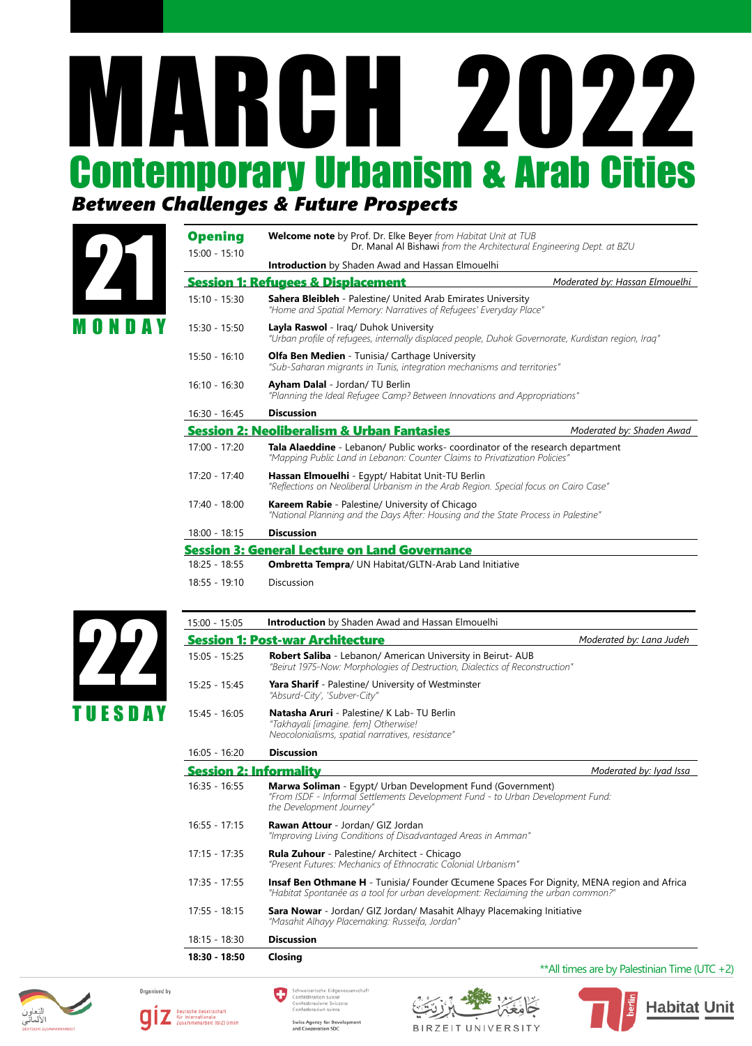# MARCH 2022

## Contemporary Urbanism & Arab Cities

### *Between Challenges & Future Prospects*

## 21 MONDAY

**Opening**
15:00 - 15:10

**Welcome note** by Prof. Dr. Elke Beyer *from Habitat Unit at TUB*
Dr. Manal Al Bishawi *from the Architectural Engineering Dept. at BZU*

**Introduction** by Shaden Awad and Hassan Elmouelhi

### Session 1: Refugees & Displacement

*Moderated by: Hassan Elmouelhi*

| | |
|---|---|
| 15:10 - 15:30 | **Sahera Bleibleh** - Palestine/ United Arab Emirates University<br>*"Home and Spatial Memory: Narratives of Refugees' Everyday Place"* |
| 15:30 - 15:50 | **Layla Raswol** - Iraq/ Duhok University<br>*"Urban profile of refugees, internally displaced people, Duhok Governorate, Kurdistan region, Iraq"* |
| 15:50 - 16:10 | **Olfa Ben Medien** - Tunisia/ Carthage University<br>*"Sub-Saharan migrants in Tunis, integration mechanisms and territories"* |
| 16:10 - 16:30 | **Ayham Dalal** - Jordan/ TU Berlin<br>*"Planning the Ideal Refugee Camp? Between Innovations and Appropriations"* |
| 16:30 - 16:45 | **Discussion** |

### Session 2: Neoliberalism & Urban Fantasies

*Moderated by: Shaden Awad*

| | |
|---|---|
| 17:00 - 17:20 | **Tala Alaeddine** - Lebanon/ Public works- coordinator of the research department<br>*"Mapping Public Land in Lebanon: Counter Claims to Privatization Policies"* |
| 17:20 - 17:40 | **Hassan Elmouelhi** - Egypt/ Habitat Unit-TU Berlin<br>*"Reflections on Neoliberal Urbanism in the Arab Region. Special focus on Cairo Case"* |
| 17:40 - 18:00 | **Kareem Rabie** - Palestine/ University of Chicago<br>*"National Planning and the Days After: Housing and the State Process in Palestine"* |
| 18:00 - 18:15 | **Discussion** |

### Session 3: General Lecture on Land Governance

| | |
|---|---|
| 18:25 - 18:55 | **Ombretta Tempra**/ UN Habitat/GLTN-Arab Land Initiative |
| 18:55 - 19:10 | Discussion |

## 22 TUESDAY

| | |
|---|---|
| 15:00 - 15:05 | **Introduction** by Shaden Awad and Hassan Elmouelhi |

### Session 1: Post-war Architecture

*Moderated by: Lana Judeh*

| | |
|---|---|
| 15:05 - 15:25 | **Robert Saliba** - Lebanon/ American University in Beirut- AUB<br>*"Beirut 1975-Now: Morphologies of Destruction, Dialectics of Reconstruction"* |
| 15:25 - 15:45 | **Yara Sharif** - Palestine/ University of Westminster<br>*"Absurd-City', 'Subver-City"* |
| 15:45 - 16:05 | **Natasha Aruri** - Palestine/ K Lab- TU Berlin<br>*"Takhayali [imagine. fem] Otherwise! Neocolonialisms, spatial narratives, resistance"* |
| 16:05 - 16:20 | **Discussion** |

### Session 2: Informality

*Moderated by: Iyad Issa*

| | |
|---|---|
| 16:35 - 16:55 | **Marwa Soliman** - Egypt/ Urban Development Fund (Government)<br>*"From ISDF - Informal Settlements Development Fund - to Urban Development Fund: the Development Journey"* |
| 16:55 - 17:15 | **Rawan Attour** - Jordan/ GIZ Jordan<br>*"Improving Living Conditions of Disadvantaged Areas in Amman"* |
| 17:15 - 17:35 | **Rula Zuhour** - Palestine/ Architect - Chicago<br>*"Present Futures: Mechanics of Ethnocratic Colonial Urbanism"* |
| 17:35 - 17:55 | **Insaf Ben Othmane H** - Tunisia/ Founder Œcumene Spaces For Dignity, MENA region and Africa<br>*"Habitat Spontanée as a tool for urban development: Reclaiming the urban common?"* |
| 17:55 - 18:15 | **Sara Nowar** - Jordan/ GIZ Jordan/ Masahit Alhayy Placemaking Initiative<br>*"Masahit Alhayy Placemaking: Russeifa, Jordan"* |
| 18:15 - 18:30 | **Discussion** |
| **18:30 - 18:50** | **Closing** |

**All times are by Palestinian Time (UTC +2)

التعاون الألماني DEUTSCHE ZUSAMMENARBEIT

Organised by giz Deutsche Gesellschaft für Internationale Zusammenarbeit (GIZ) GmbH

Schweizerische Eidgenossenschaft Confédération suisse Confederazione Svizzera Confederaziun svizra
Swiss Agency for Development and Cooperation SDC

جامعة بيرزيت BIRZEIT UNIVERSITY

TU berlin Habitat Unit